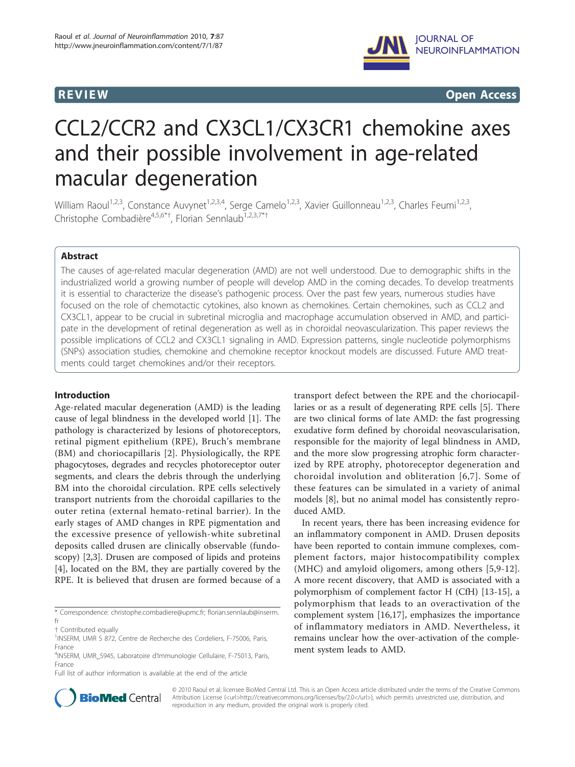REVIEW Open Access

# CCL2/CCR2 and CX3CL1/CX3CR1 chemokine axes and their possible involvement in age-related macular degeneration

William Raoul[1,2,3], Constance Auvynet[1,2,3,4], Serge Camelo[1,2,3], Xavier Guillonneau[1,2,3], Charles Feumi[1,2,3], Christophe Combadière[4,5,6*†], Florian Sennlaub[1,2,3,7*†]

## Abstract

The causes of age-related macular degeneration (AMD) are not well understood. Due to demographic shifts in the industrialized world a growing number of people will develop AMD in the coming decades. To develop treatments it is essential to characterize the disease's pathogenic process. Over the past few years, numerous studies have focused on the role of chemotactic cytokines, also known as chemokines. Certain chemokines, such as CCL2 and CX3CL1, appear to be crucial in subretinal microglia and macrophage accumulation observed in AMD, and participate in the development of retinal degeneration as well as in choroidal neovascularization. This paper reviews the possible implications of CCL2 and CX3CL1 signaling in AMD. Expression patterns, single nucleotide polymorphisms (SNPs) association studies, chemokine and chemokine receptor knockout models are discussed. Future AMD treatments could target chemokines and/or their receptors.

## Introduction

Age-related macular degeneration (AMD) is the leading cause of legal blindness in the developed world [1]. The pathology is characterized by lesions of photoreceptors, retinal pigment epithelium (RPE), Bruch's membrane (BM) and choriocapillaris [2]. Physiologically, the RPE phagocytoses, degrades and recycles photoreceptor outer segments, and clears the debris through the underlying BM into the choroidal circulation. RPE cells selectively transport nutrients from the choroidal capillaries to the outer retina (external hemato-retinal barrier). In the early stages of AMD changes in RPE pigmentation and the excessive presence of yellowish-white subretinal deposits called drusen are clinically observable (fundoscopy) [2,3]. Drusen are composed of lipids and proteins [4], located on the BM, they are partially covered by the RPE. It is believed that drusen are formed because of a transport defect between the RPE and the choriocapillaries or as a result of degenerating RPE cells [5]. There are two clinical forms of late AMD: the fast progressing exudative form defined by choroidal neovascularisation, responsible for the majority of legal blindness in AMD, and the more slow progressing atrophic form characterized by RPE atrophy, photoreceptor degeneration and choroidal involution and obliteration [6,7]. Some of these features can be simulated in a variety of animal models [8], but no animal model has consistently reproduced AMD.

In recent years, there has been increasing evidence for an inflammatory component in AMD. Drusen deposits have been reported to contain immune complexes, complement factors, major histocompatibility complex (MHC) and amyloid oligomers, among others [5,9-12]. A more recent discovery, that AMD is associated with a polymorphism of complement factor H (CfH) [13-15], a polymorphism that leads to an overactivation of the complement system [16,17], emphasizes the importance of inflammatory mediators in AMD. Nevertheless, it remains unclear how the over-activation of the complement system leads to AMD.

\* Correspondence: christophe.combadiere@upmc.fr; florian.sennlaub@inserm.fr

† Contributed equally

[1]INSERM, UMR S 872, Centre de Recherche des Cordeliers, F-75006, Paris, France

[4]INSERM, UMR_S945, Laboratoire d'Immunologie Cellulaire, F-75013, Paris, France

Full list of author information is available at the end of the article

© 2010 Raoul et al; licensee BioMed Central Ltd. This is an Open Access article distributed under the terms of the Creative Commons Attribution License (<url>http://creativecommons.org/licenses/by/2.0</url>), which permits unrestricted use, distribution, and reproduction in any medium, provided the original work is properly cited.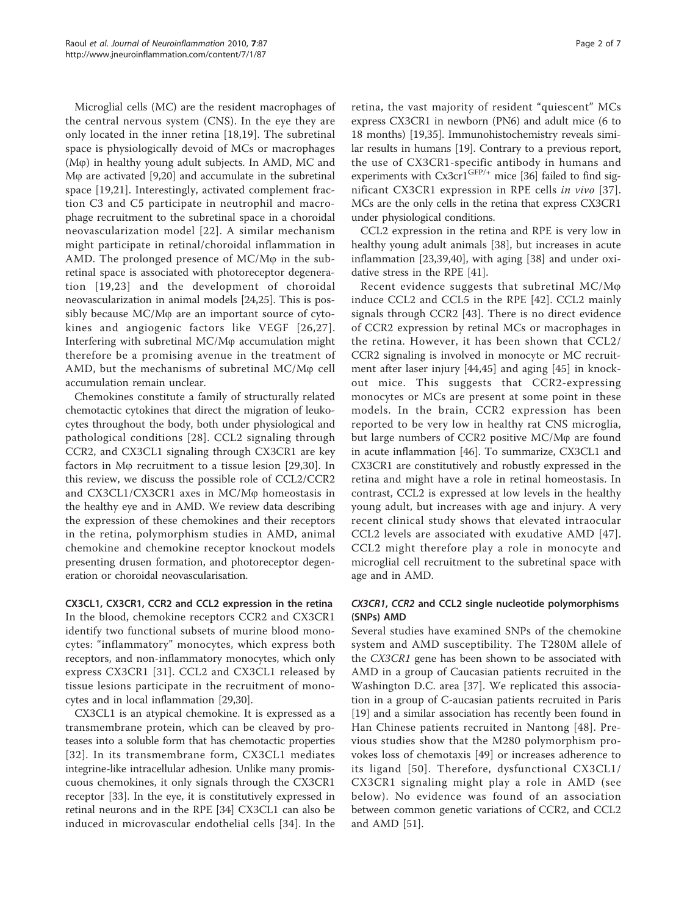Microglial cells (MC) are the resident macrophages of the central nervous system (CNS). In the eye they are only located in the inner retina [18,19]. The subretinal space is physiologically devoid of MCs or macrophages (Mφ) in healthy young adult subjects. In AMD, MC and Mφ are activated [9,20] and accumulate in the subretinal space [19,21]. Interestingly, activated complement fraction C3 and C5 participate in neutrophil and macrophage recruitment to the subretinal space in a choroidal neovascularization model [22]. A similar mechanism might participate in retinal/choroidal inflammation in AMD. The prolonged presence of MC/Mφ in the subretinal space is associated with photoreceptor degeneration [19,23] and the development of choroidal neovascularization in animal models [24,25]. This is possibly because MC/Mφ are an important source of cytokines and angiogenic factors like VEGF [26,27]. Interfering with subretinal MC/Mφ accumulation might therefore be a promising avenue in the treatment of AMD, but the mechanisms of subretinal MC/Mφ cell accumulation remain unclear.

Chemokines constitute a family of structurally related chemotactic cytokines that direct the migration of leukocytes throughout the body, both under physiological and pathological conditions [28]. CCL2 signaling through CCR2, and CX3CL1 signaling through CX3CR1 are key factors in Mφ recruitment to a tissue lesion [29,30]. In this review, we discuss the possible role of CCL2/CCR2 and CX3CL1/CX3CR1 axes in MC/Mφ homeostasis in the healthy eye and in AMD. We review data describing the expression of these chemokines and their receptors in the retina, polymorphism studies in AMD, animal chemokine and chemokine receptor knockout models presenting drusen formation, and photoreceptor degeneration or choroidal neovascularisation.

## CX3CL1, CX3CR1, CCR2 and CCL2 expression in the retina

In the blood, chemokine receptors CCR2 and CX3CR1 identify two functional subsets of murine blood monocytes: "inflammatory" monocytes, which express both receptors, and non-inflammatory monocytes, which only express CX3CR1 [31]. CCL2 and CX3CL1 released by tissue lesions participate in the recruitment of monocytes and in local inflammation [29,30].

CX3CL1 is an atypical chemokine. It is expressed as a transmembrane protein, which can be cleaved by proteases into a soluble form that has chemotactic properties [32]. In its transmembrane form, CX3CL1 mediates integrine-like intracellular adhesion. Unlike many promiscuous chemokines, it only signals through the CX3CR1 receptor [33]. In the eye, it is constitutively expressed in retinal neurons and in the RPE [34] CX3CL1 can also be induced in microvascular endothelial cells [34]. In the retina, the vast majority of resident "quiescent" MCs express CX3CR1 in newborn (PN6) and adult mice (6 to 18 months) [19,35]. Immunohistochemistry reveals similar results in humans [19]. Contrary to a previous report, the use of CX3CR1-specific antibody in humans and experiments with $Cx3cr1^{GFP/+}$ mice [36] failed to find significant CX3CR1 expression in RPE cells *in vivo* [37]. MCs are the only cells in the retina that express CX3CR1 under physiological conditions.

CCL2 expression in the retina and RPE is very low in healthy young adult animals [38], but increases in acute inflammation [23,39,40], with aging [38] and under oxidative stress in the RPE [41].

Recent evidence suggests that subretinal MC/Mφ induce CCL2 and CCL5 in the RPE [42]. CCL2 mainly signals through CCR2 [43]. There is no direct evidence of CCR2 expression by retinal MCs or macrophages in the retina. However, it has been shown that CCL2/CCR2 signaling is involved in monocyte or MC recruitment after laser injury [44,45] and aging [45] in knockout mice. This suggests that CCR2-expressing monocytes or MCs are present at some point in these models. In the brain, CCR2 expression has been reported to be very low in healthy rat CNS microglia, but large numbers of CCR2 positive MC/Mφ are found in acute inflammation [46]. To summarize, CX3CL1 and CX3CR1 are constitutively and robustly expressed in the retina and might have a role in retinal homeostasis. In contrast, CCL2 is expressed at low levels in the healthy young adult, but increases with age and injury. A very recent clinical study shows that elevated intraocular CCL2 levels are associated with exudative AMD [47]. CCL2 might therefore play a role in monocyte and microglial cell recruitment to the subretinal space with age and in AMD.

## *CX3CR1*, *CCR2* and *CCL2* single nucleotide polymorphisms (SNPs) AMD

Several studies have examined SNPs of the chemokine system and AMD susceptibility. The T280M allele of the *CX3CR1* gene has been shown to be associated with AMD in a group of Caucasian patients recruited in the Washington D.C. area [37]. We replicated this association in a group of C-aucasian patients recruited in Paris [19] and a similar association has recently been found in Han Chinese patients recruited in Nantong [48]. Previous studies show that the M280 polymorphism provokes loss of chemotaxis [49] or increases adherence to its ligand [50]. Therefore, dysfunctional CX3CL1/CX3CR1 signaling might play a role in AMD (see below). No evidence was found of an association between common genetic variations of CCR2, and CCL2 and AMD [51].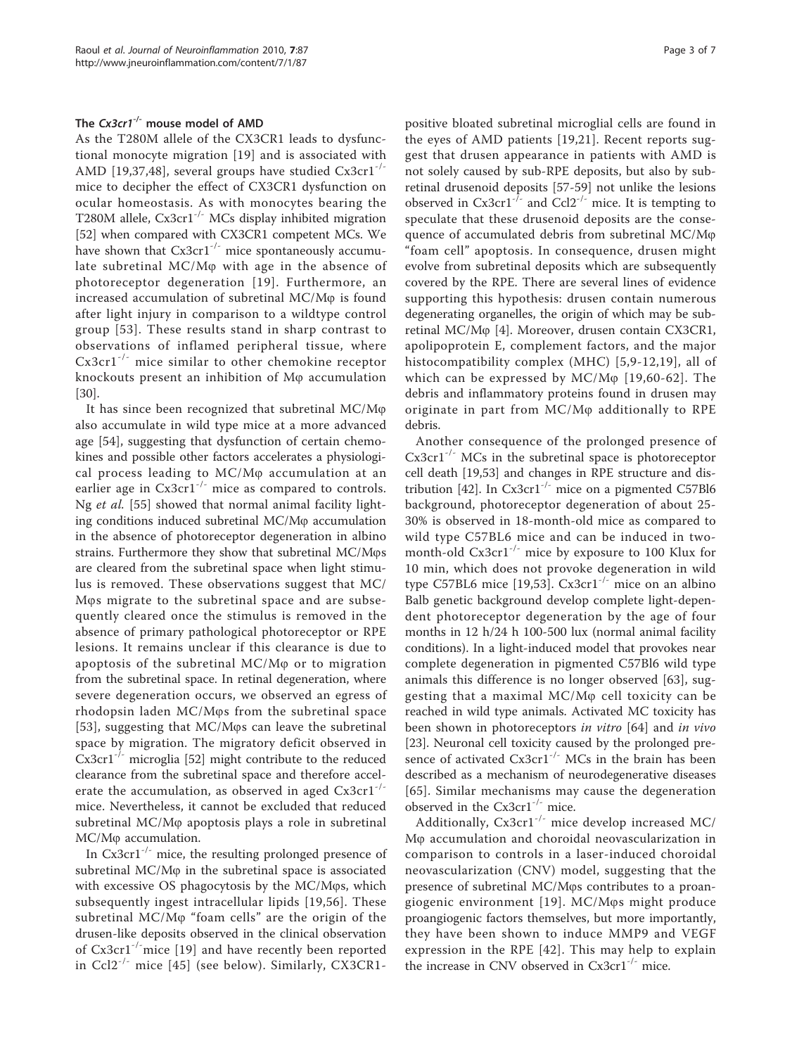### The $Cx3cr1^{-/-}$ mouse model of AMD

As the T280M allele of the CX3CR1 leads to dysfunctional monocyte migration [19] and is associated with AMD [19,37,48], several groups have studied $Cx3cr1^{-/-}$ mice to decipher the effect of CX3CR1 dysfunction on ocular homeostasis. As with monocytes bearing the T280M allele, $Cx3cr1^{-/-}$ MCs display inhibited migration [52] when compared with CX3CR1 competent MCs. We have shown that $Cx3cr1^{-/-}$ mice spontaneously accumulate subretinal MC/Mφ with age in the absence of photoreceptor degeneration [19]. Furthermore, an increased accumulation of subretinal MC/Mφ is found after light injury in comparison to a wildtype control group [53]. These results stand in sharp contrast to observations of inflamed peripheral tissue, where $Cx3cr1^{-/-}$ mice similar to other chemokine receptor knockouts present an inhibition of Mφ accumulation [30].

It has since been recognized that subretinal MC/Mφ also accumulate in wild type mice at a more advanced age [54], suggesting that dysfunction of certain chemokines and possible other factors accelerates a physiological process leading to MC/Mφ accumulation at an earlier age in $Cx3cr1^{-/-}$ mice as compared to controls. Ng *et al.* [55] showed that normal animal facility lighting conditions induced subretinal MC/Mφ accumulation in the absence of photoreceptor degeneration in albino strains. Furthermore they show that subretinal MC/Mφs are cleared from the subretinal space when light stimulus is removed. These observations suggest that MC/Mφs migrate to the subretinal space and are subsequently cleared once the stimulus is removed in the absence of primary pathological photoreceptor or RPE lesions. It remains unclear if this clearance is due to apoptosis of the subretinal MC/Mφ or to migration from the subretinal space. In retinal degeneration, where severe degeneration occurs, we observed an egress of rhodopsin laden MC/Mφs from the subretinal space [53], suggesting that MC/Mφs can leave the subretinal space by migration. The migratory deficit observed in $Cx3cr1^{-/-}$ microglia [52] might contribute to the reduced clearance from the subretinal space and therefore accelerate the accumulation, as observed in aged $Cx3cr1^{-/-}$ mice. Nevertheless, it cannot be excluded that reduced subretinal MC/Mφ apoptosis plays a role in subretinal MC/Mφ accumulation.

In $Cx3cr1^{-/-}$ mice, the resulting prolonged presence of subretinal MC/Mφ in the subretinal space is associated with excessive OS phagocytosis by the MC/Mφs, which subsequently ingest intracellular lipids [19,56]. These subretinal MC/Mφ "foam cells" are the origin of the drusen-like deposits observed in the clinical observation of $Cx3cr1^{-/-}$mice [19] and have recently been reported in $Ccl2^{-/-}$ mice [45] (see below). Similarly, CX3CR1-positive bloated subretinal microglial cells are found in the eyes of AMD patients [19,21]. Recent reports suggest that drusen appearance in patients with AMD is not solely caused by sub-RPE deposits, but also by subretinal drusenoid deposits [57-59] not unlike the lesions observed in $Cx3cr1^{-/-}$ and $Ccl2^{-/-}$ mice. It is tempting to speculate that these drusenoid deposits are the consequence of accumulated debris from subretinal MC/Mφ "foam cell" apoptosis. In consequence, drusen might evolve from subretinal deposits which are subsequently covered by the RPE. There are several lines of evidence supporting this hypothesis: drusen contain numerous degenerating organelles, the origin of which may be subretinal MC/Mφ [4]. Moreover, drusen contain CX3CR1, apolipoprotein E, complement factors, and the major histocompatibility complex (MHC) [5,9-12,19], all of which can be expressed by MC/Mφ [19,60-62]. The debris and inflammatory proteins found in drusen may originate in part from MC/Mφ additionally to RPE debris.

Another consequence of the prolonged presence of $Cx3cr1^{-/-}$ MCs in the subretinal space is photoreceptor cell death [19,53] and changes in RPE structure and distribution [42]. In $Cx3cr1^{-/-}$ mice on a pigmented C57Bl6 background, photoreceptor degeneration of about 25-30% is observed in 18-month-old mice as compared to wild type C57BL6 mice and can be induced in two-month-old $Cx3cr1^{-/-}$ mice by exposure to 100 Klux for 10 min, which does not provoke degeneration in wild type C57BL6 mice [19,53]. $Cx3cr1^{-/-}$ mice on an albino Balb genetic background develop complete light-dependent photoreceptor degeneration by the age of four months in 12 h/24 h 100-500 lux (normal animal facility conditions). In a light-induced model that provokes near complete degeneration in pigmented C57Bl6 wild type animals this difference is no longer observed [63], suggesting that a maximal MC/Mφ cell toxicity can be reached in wild type animals. Activated MC toxicity has been shown in photoreceptors *in vitro* [64] and *in vivo* [23]. Neuronal cell toxicity caused by the prolonged presence of activated $Cx3cr1^{-/-}$ MCs in the brain has been described as a mechanism of neurodegenerative diseases [65]. Similar mechanisms may cause the degeneration observed in the $Cx3cr1^{-/-}$ mice.

Additionally, $Cx3cr1^{-/-}$ mice develop increased MC/Mφ accumulation and choroidal neovascularization in comparison to controls in a laser-induced choroidal neovascularization (CNV) model, suggesting that the presence of subretinal MC/Mφs contributes to a proangiogenic environment [19]. MC/Mφs might produce proangiogenic factors themselves, but more importantly, they have been shown to induce MMP9 and VEGF expression in the RPE [42]. This may help to explain the increase in CNV observed in $Cx3cr1^{-/-}$ mice.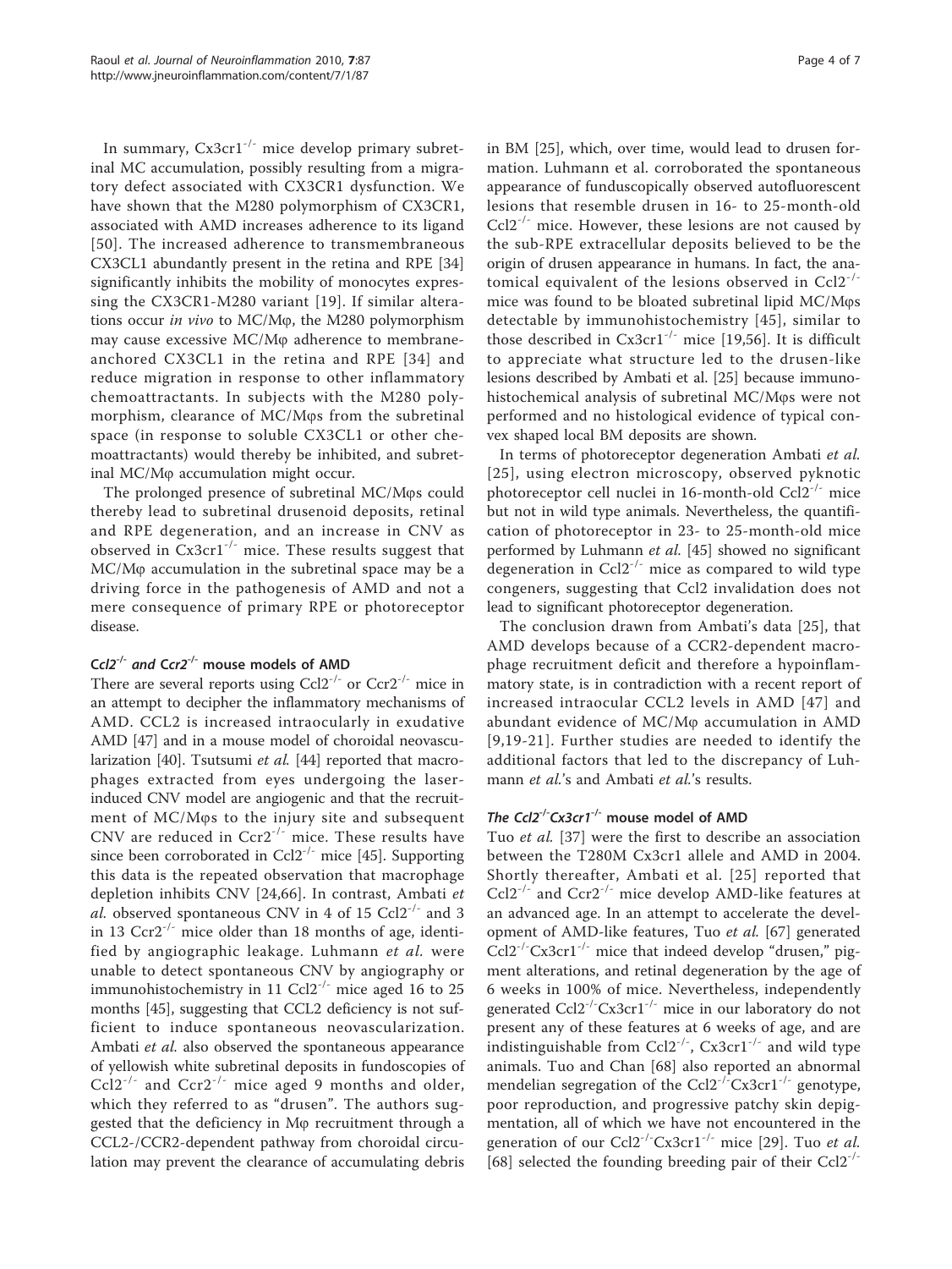In summary, $Cx3cr1^{-/-}$ mice develop primary subretinal MC accumulation, possibly resulting from a migratory defect associated with CX3CR1 dysfunction. We have shown that the M280 polymorphism of CX3CR1, associated with AMD increases adherence to its ligand [50]. The increased adherence to transmembraneous CX3CL1 abundantly present in the retina and RPE [34] significantly inhibits the mobility of monocytes expressing the CX3CR1-M280 variant [19]. If similar alterations occur *in vivo* to MC/Mφ, the M280 polymorphism may cause excessive MC/Mφ adherence to membrane-anchored CX3CL1 in the retina and RPE [34] and reduce migration in response to other inflammatory chemoattractants. In subjects with the M280 polymorphism, clearance of MC/Mφs from the subretinal space (in response to soluble CX3CL1 or other chemoattractants) would thereby be inhibited, and subretinal MC/Mφ accumulation might occur.

The prolonged presence of subretinal MC/Mφs could thereby lead to subretinal drusenoid deposits, retinal and RPE degeneration, and an increase in CNV as observed in $Cx3cr1^{-/-}$ mice. These results suggest that MC/Mφ accumulation in the subretinal space may be a driving force in the pathogenesis of AMD and not a mere consequence of primary RPE or photoreceptor disease.

## *$Ccl2^{-/-}$ and $Ccr2^{-/-}$* mouse models of AMD

There are several reports using $Ccl2^{-/-}$ or $Ccr2^{-/-}$ mice in an attempt to decipher the inflammatory mechanisms of AMD. CCL2 is increased intraocularly in exudative AMD [47] and in a mouse model of choroidal neovascularization [40]. Tsutsumi *et al.* [44] reported that macrophages extracted from eyes undergoing the laser-induced CNV model are angiogenic and that the recruitment of MC/Mφs to the injury site and subsequent CNV are reduced in $Ccr2^{-/-}$ mice. These results have since been corroborated in $Ccl2^{-/-}$ mice [45]. Supporting this data is the repeated observation that macrophage depletion inhibits CNV [24,66]. In contrast, Ambati *et al.* observed spontaneous CNV in 4 of 15 $Ccl2^{-/-}$ and 3 in 13 $Ccr2^{-/-}$ mice older than 18 months of age, identified by angiographic leakage. Luhmann *et al.* were unable to detect spontaneous CNV by angiography or immunohistochemistry in 11 $Ccl2^{-/-}$ mice aged 16 to 25 months [45], suggesting that CCL2 deficiency is not sufficient to induce spontaneous neovascularization. Ambati *et al.* also observed the spontaneous appearance of yellowish white subretinal deposits in fundoscopies of $Ccl2^{-/-}$ and $Ccr2^{-/-}$ mice aged 9 months and older, which they referred to as "drusen". The authors suggested that the deficiency in Mφ recruitment through a CCL2-/CCR2-dependent pathway from choroidal circulation may prevent the clearance of accumulating debris in BM [25], which, over time, would lead to drusen formation. Luhmann et al. corroborated the spontaneous appearance of funduscopically observed autofluorescent lesions that resemble drusen in 16- to 25-month-old $Ccl2^{-/-}$ mice. However, these lesions are not caused by the sub-RPE extracellular deposits believed to be the origin of drusen appearance in humans. In fact, the anatomical equivalent of the lesions observed in $Ccl2^{-/-}$ mice was found to be bloated subretinal lipid MC/Mφs detectable by immunohistochemistry [45], similar to those described in $Cx3cr1^{-/-}$ mice [19,56]. It is difficult to appreciate what structure led to the drusen-like lesions described by Ambati et al. [25] because immunohistochemical analysis of subretinal MC/Mφs were not performed and no histological evidence of typical convex shaped local BM deposits are shown.

In terms of photoreceptor degeneration Ambati *et al.* [25], using electron microscopy, observed pyknotic photoreceptor cell nuclei in 16-month-old $Ccl2^{-/-}$ mice but not in wild type animals. Nevertheless, the quantification of photoreceptor in 23- to 25-month-old mice performed by Luhmann *et al.* [45] showed no significant degeneration in $Ccl2^{-/-}$ mice as compared to wild type congeners, suggesting that Ccl2 invalidation does not lead to significant photoreceptor degeneration.

The conclusion drawn from Ambati's data [25], that AMD develops because of a CCR2-dependent macrophage recruitment deficit and therefore a hypoinflammatory state, is in contradiction with a recent report of increased intraocular CCL2 levels in AMD [47] and abundant evidence of MC/Mφ accumulation in AMD [9,19-21]. Further studies are needed to identify the additional factors that led to the discrepancy of Luhmann *et al.*'s and Ambati *et al.*'s results.

## *The $Ccl2^{-/-}Cx3cr1^{-/-}$* mouse model of AMD

Tuo *et al.* [37] were the first to describe an association between the T280M Cx3cr1 allele and AMD in 2004. Shortly thereafter, Ambati et al. [25] reported that $Ccl2^{-/-}$ and $Ccr2^{-/-}$ mice develop AMD-like features at an advanced age. In an attempt to accelerate the development of AMD-like features, Tuo *et al.* [67] generated $Ccl2^{-/-}Cx3cr1^{-/-}$ mice that indeed develop "drusen," pigment alterations, and retinal degeneration by the age of 6 weeks in 100% of mice. Nevertheless, independently generated $Ccl2^{-/-}Cx3cr1^{-/-}$ mice in our laboratory do not present any of these features at 6 weeks of age, and are indistinguishable from $Ccl2^{-/-}$, $Cx3cr1^{-/-}$ and wild type animals. Tuo and Chan [68] also reported an abnormal mendelian segregation of the $Ccl2^{-/-}Cx3cr1^{-/-}$ genotype, poor reproduction, and progressive patchy skin depigmentation, all of which we have not encountered in the generation of our $Ccl2^{-/-}Cx3cr1^{-/-}$ mice [29]. Tuo *et al.* [68] selected the founding breeding pair of their $Ccl2^{-/-}$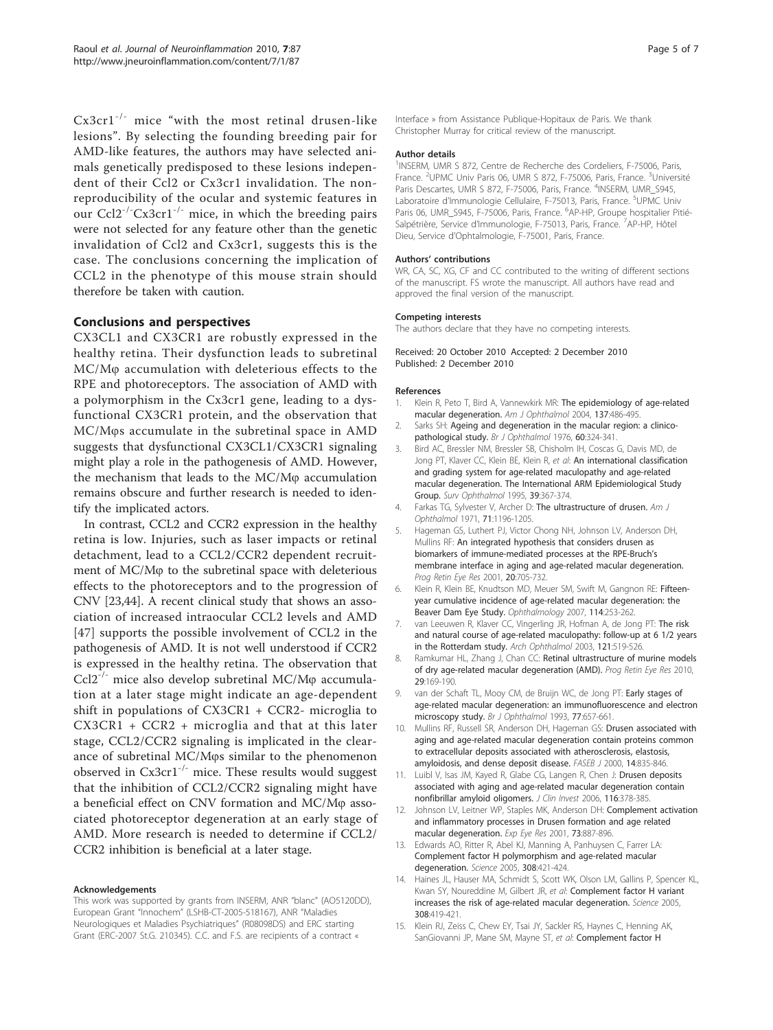$Cx3cr1^{-/-}$ mice "with the most retinal drusen-like lesions". By selecting the founding breeding pair for AMD-like features, the authors may have selected animals genetically predisposed to these lesions independent of their Ccl2 or Cx3cr1 invalidation. The non-reproducibility of the ocular and systemic features in our $Ccl2^{-/-}Cx3cr1^{-/-}$ mice, in which the breeding pairs were not selected for any feature other than the genetic invalidation of Ccl2 and Cx3cr1, suggests this is the case. The conclusions concerning the implication of CCL2 in the phenotype of this mouse strain should therefore be taken with caution.

## Conclusions and perspectives

CX3CL1 and CX3CR1 are robustly expressed in the healthy retina. Their dysfunction leads to subretinal MC/Mφ accumulation with deleterious effects to the RPE and photoreceptors. The association of AMD with a polymorphism in the Cx3cr1 gene, leading to a dysfunctional CX3CR1 protein, and the observation that MC/Mφs accumulate in the subretinal space in AMD suggests that dysfunctional CX3CL1/CX3CR1 signaling might play a role in the pathogenesis of AMD. However, the mechanism that leads to the MC/Mφ accumulation remains obscure and further research is needed to identify the implicated actors.

In contrast, CCL2 and CCR2 expression in the healthy retina is low. Injuries, such as laser impacts or retinal detachment, lead to a CCL2/CCR2 dependent recruitment of MC/Mφ to the subretinal space with deleterious effects to the photoreceptors and to the progression of CNV [23,44]. A recent clinical study that shows an association of increased intraocular CCL2 levels and AMD [47] supports the possible involvement of CCL2 in the pathogenesis of AMD. It is not well understood if CCR2 is expressed in the healthy retina. The observation that $Ccl2^{-/-}$ mice also develop subretinal MC/Mφ accumulation at a later stage might indicate an age-dependent shift in populations of CX3CR1 + CCR2- microglia to CX3CR1 + CCR2 + microglia and that at this later stage, CCL2/CCR2 signaling is implicated in the clearance of subretinal MC/Mφs similar to the phenomenon observed in $Cx3cr1^{-/-}$ mice. These results would suggest that the inhibition of CCL2/CCR2 signaling might have a beneficial effect on CNV formation and MC/Mφ associated photoreceptor degeneration at an early stage of AMD. More research is needed to determine if CCL2/CCR2 inhibition is beneficial at a later stage.

#### Acknowledgements

This work was supported by grants from INSERM, ANR "blanc" (AO5120DD), European Grant "Innochem" (LSHB-CT-2005-518167), ANR "Maladies Neurologiques et Maladies Psychiatriques" (R08098DS) and ERC starting Grant (ERC-2007 St.G. 210345). C.C. and F.S. are recipients of a contract « Interface » from Assistance Publique-Hopitaux de Paris. We thank Christopher Murray for critical review of the manuscript.

#### Author details

[1]INSERM, UMR S 872, Centre de Recherche des Cordeliers, F-75006, Paris, France. [2]UPMC Univ Paris 06, UMR S 872, F-75006, Paris, France. [3]Université Paris Descartes, UMR S 872, F-75006, Paris, France. [4]INSERM, UMR_S945, Laboratoire d'Immunologie Cellulaire, F-75013, Paris, France. [5]UPMC Univ Paris 06, UMR_S945, F-75006, Paris, France. [6]AP-HP, Groupe hospitalier Pitié-Salpétrière, Service d'Immunologie, F-75013, Paris, France. [7]AP-HP, Hôtel Dieu, Service d'Ophtalmologie, F-75001, Paris, France.

#### Authors' contributions

WR, CA, SC, XG, CF and CC contributed to the writing of different sections of the manuscript. FS wrote the manuscript. All authors have read and approved the final version of the manuscript.

#### Competing interests

The authors declare that they have no competing interests.

Received: 20 October 2010 Accepted: 2 December 2010
Published: 2 December 2010

#### References

1. Klein R, Peto T, Bird A, Vannewkirk MR: **The epidemiology of age-related macular degeneration.** *Am J Ophthalmol* 2004, **137**:486-495.
2. Sarks SH: **Ageing and degeneration in the macular region: a clinico-pathological study.** *Br J Ophthalmol* 1976, **60**:324-341.
3. Bird AC, Bressler NM, Bressler SB, Chisholm IH, Coscas G, Davis MD, de Jong PT, Klaver CC, Klein BE, Klein R, *et al*: **An international classification and grading system for age-related maculopathy and age-related macular degeneration. The International ARM Epidemiological Study Group.** *Surv Ophthalmol* 1995, **39**:367-374.
4. Farkas TG, Sylvester V, Archer D: **The ultrastructure of drusen.** *Am J Ophthalmol* 1971, **71**:1196-1205.
5. Hageman GS, Luthert PJ, Victor Chong NH, Johnson LV, Anderson DH, Mullins RF: **An integrated hypothesis that considers drusen as biomarkers of immune-mediated processes at the RPE-Bruch's membrane interface in aging and age-related macular degeneration.** *Prog Retin Eye Res* 2001, **20**:705-732.
6. Klein R, Klein BE, Knudtson MD, Meuer SM, Swift M, Gangnon RE: **Fifteen-year cumulative incidence of age-related macular degeneration: the Beaver Dam Eye Study.** *Ophthalmology* 2007, **114**:253-262.
7. van Leeuwen R, Klaver CC, Vingerling JR, Hofman A, de Jong PT: **The risk and natural course of age-related maculopathy: follow-up at 6 1/2 years in the Rotterdam study.** *Arch Ophthalmol* 2003, **121**:519-526.
8. Ramkumar HL, Zhang J, Chan CC: **Retinal ultrastructure of murine models of dry age-related macular degeneration (AMD).** *Prog Retin Eye Res* 2010, **29**:169-190.
9. van der Schaft TL, Mooy CM, de Bruijn WC, de Jong PT: **Early stages of age-related macular degeneration: an immunofluorescence and electron microscopy study.** *Br J Ophthalmol* 1993, **77**:657-661.
10. Mullins RF, Russell SR, Anderson DH, Hageman GS: **Drusen associated with aging and age-related macular degeneration contain proteins common to extracellular deposits associated with atherosclerosis, elastosis, amyloidosis, and dense deposit disease.** *FASEB J* 2000, **14**:835-846.
11. Luibl V, Isas JM, Kayed R, Glabe CG, Langen R, Chen J: **Drusen deposits associated with aging and age-related macular degeneration contain nonfibrillar amyloid oligomers.** *J Clin Invest* 2006, **116**:378-385.
12. Johnson LV, Leitner WP, Staples MK, Anderson DH: **Complement activation and inflammatory processes in Drusen formation and age related macular degeneration.** *Exp Eye Res* 2001, **73**:887-896.
13. Edwards AO, Ritter R, Abel KJ, Manning A, Panhuysen C, Farrer LA: **Complement factor H polymorphism and age-related macular degeneration.** *Science* 2005, **308**:421-424.
14. Haines JL, Hauser MA, Schmidt S, Scott WK, Olson LM, Gallins P, Spencer KL, Kwan SY, Noureddine M, Gilbert JR, *et al*: **Complement factor H variant increases the risk of age-related macular degeneration.** *Science* 2005, **308**:419-421.
15. Klein RJ, Zeiss C, Chew EY, Tsai JY, Sackler RS, Haynes C, Henning AK, SanGiovanni JP, Mane SM, Mayne ST, *et al*: **Complement factor H**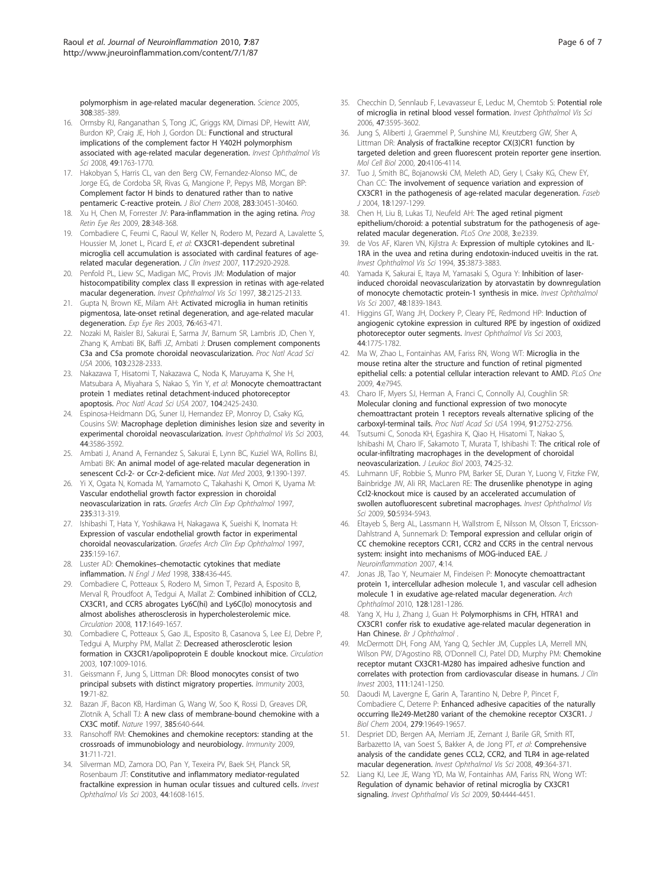polymorphism in age-related macular degeneration. *Science* 2005, **308**:385-389.

16. Ormsby RJ, Ranganathan S, Tong JC, Griggs KM, Dimasi DP, Hewitt AW, Burdon KP, Craig JE, Hoh J, Gordon DL: **Functional and structural implications of the complement factor H Y402H polymorphism associated with age-related macular degeneration.** *Invest Ophthalmol Vis Sci* 2008, **49**:1763-1770.
17. Hakobyan S, Harris CL, van den Berg CW, Fernandez-Alonso MC, de Jorge EG, de Cordoba SR, Rivas G, Mangione P, Pepys MB, Morgan BP: **Complement factor H binds to denatured rather than to native pentameric C-reactive protein.** *J Biol Chem* 2008, **283**:30451-30460.
18. Xu H, Chen M, Forrester JV: **Para-inflammation in the aging retina.** *Prog Retin Eye Res* 2009, **28**:348-368.
19. Combadiere C, Feumi C, Raoul W, Keller N, Rodero M, Pezard A, Lavalette S, Houssier M, Jonet L, Picard E, *et al*: **CX3CR1-dependent subretinal microglia cell accumulation is associated with cardinal features of age-related macular degeneration.** *J Clin Invest* 2007, **117**:2920-2928.
20. Penfold PL, Liew SC, Madigan MC, Provis JM: **Modulation of major histocompatibility complex class II expression in retinas with age-related macular degeneration.** *Invest Ophthalmol Vis Sci* 1997, **38**:2125-2133.
21. Gupta N, Brown KE, Milam AH: **Activated microglia in human retinitis pigmentosa, late-onset retinal degeneration, and age-related macular degeneration.** *Exp Eye Res* 2003, **76**:463-471.
22. Nozaki M, Raisler BJ, Sakurai E, Sarma JV, Barnum SR, Lambris JD, Chen Y, Zhang K, Ambati BK, Baffi JZ, Ambati J: **Drusen complement components C3a and C5a promote choroidal neovascularization.** *Proc Natl Acad Sci USA* 2006, **103**:2328-2333.
23. Nakazawa T, Hisatomi T, Nakazawa C, Noda K, Maruyama K, She H, Matsubara A, Miyahara S, Nakao S, Yin Y, *et al*: **Monocyte chemoattractant protein 1 mediates retinal detachment-induced photoreceptor apoptosis.** *Proc Natl Acad Sci USA* 2007, **104**:2425-2430.
24. Espinosa-Heidmann DG, Suner IJ, Hernandez EP, Monroy D, Csaky KG, Cousins SW: **Macrophage depletion diminishes lesion size and severity in experimental choroidal neovascularization.** *Invest Ophthalmol Vis Sci* 2003, **44**:3586-3592.
25. Ambati J, Anand A, Fernandez S, Sakurai E, Lynn BC, Kuziel WA, Rollins BJ, Ambati BK: **An animal model of age-related macular degeneration in senescent Ccl-2- or Ccr-2-deficient mice.** *Nat Med* 2003, **9**:1390-1397.
26. Yi X, Ogata N, Komada M, Yamamoto C, Takahashi K, Omori K, Uyama M: **Vascular endothelial growth factor expression in choroidal neovascularization in rats.** *Graefes Arch Clin Exp Ophthalmol* 1997, **235**:313-319.
27. Ishibashi T, Hata Y, Yoshikawa H, Nakagawa K, Sueishi K, Inomata H: **Expression of vascular endothelial growth factor in experimental choroidal neovascularization.** *Graefes Arch Clin Exp Ophthalmol* 1997, **235**:159-167.
28. Luster AD: **Chemokines–chemotactic cytokines that mediate inflammation.** *N Engl J Med* 1998, **338**:436-445.
29. Combadiere C, Potteaux S, Rodero M, Simon T, Pezard A, Esposito B, Merval R, Proudfoot A, Tedgui A, Mallat Z: **Combined inhibition of CCL2, CX3CR1, and CCR5 abrogates Ly6C(hi) and Ly6C(lo) monocytosis and almost abolishes atherosclerosis in hypercholesterolemic mice.** *Circulation* 2008, **117**:1649-1657.
30. Combadiere C, Potteaux S, Gao JL, Esposito B, Casanova S, Lee EJ, Debre P, Tedgui A, Murphy PM, Mallat Z: **Decreased atherosclerotic lesion formation in CX3CR1/apolipoprotein E double knockout mice.** *Circulation* 2003, **107**:1009-1016.
31. Geissmann F, Jung S, Littman DR: **Blood monocytes consist of two principal subsets with distinct migratory properties.** *Immunity* 2003, **19**:71-82.
32. Bazan JF, Bacon KB, Hardiman G, Wang W, Soo K, Rossi D, Greaves DR, Zlotnik A, Schall TJ: **A new class of membrane-bound chemokine with a CX3C motif.** *Nature* 1997, **385**:640-644.
33. Ransohoff RM: **Chemokines and chemokine receptors: standing at the crossroads of immunobiology and neurobiology.** *Immunity* 2009, **31**:711-721.
34. Silverman MD, Zamora DO, Pan Y, Texeira PV, Baek SH, Planck SR, Rosenbaum JT: **Constitutive and inflammatory mediator-regulated fractalkine expression in human ocular tissues and cultured cells.** *Invest Ophthalmol Vis Sci* 2003, **44**:1608-1615.
35. Checchin D, Sennlaub F, Levavasseur E, Leduc M, Chemtob S: **Potential role of microglia in retinal blood vessel formation.** *Invest Ophthalmol Vis Sci* 2006, **47**:3595-3602.
36. Jung S, Aliberti J, Graemmel P, Sunshine MJ, Kreutzberg GW, Sher A, Littman DR: **Analysis of fractalkine receptor CX(3)CR1 function by targeted deletion and green fluorescent protein reporter gene insertion.** *Mol Cell Biol* 2000, **20**:4106-4114.
37. Tuo J, Smith BC, Bojanowski CM, Meleth AD, Gery I, Csaky KG, Chew EY, Chan CC: **The involvement of sequence variation and expression of CX3CR1 in the pathogenesis of age-related macular degeneration.** *Faseb J* 2004, **18**:1297-1299.
38. Chen H, Liu B, Lukas TJ, Neufeld AH: **The aged retinal pigment epithelium/choroid: a potential substratum for the pathogenesis of age-related macular degeneration.** *PLoS One* 2008, **3**:e2339.
39. de Vos AF, Klaren VN, Kijlstra A: **Expression of multiple cytokines and IL-1RA in the uvea and retina during endotoxin-induced uveitis in the rat.** *Invest Ophthalmol Vis Sci* 1994, **35**:3873-3883.
40. Yamada K, Sakurai E, Itaya M, Yamasaki S, Ogura Y: **Inhibition of laser-induced choroidal neovascularization by atorvastatin by downregulation of monocyte chemotactic protein-1 synthesis in mice.** *Invest Ophthalmol Vis Sci* 2007, **48**:1839-1843.
41. Higgins GT, Wang JH, Dockery P, Cleary PE, Redmond HP: **Induction of angiogenic cytokine expression in cultured RPE by ingestion of oxidized photoreceptor outer segments.** *Invest Ophthalmol Vis Sci* 2003, **44**:1775-1782.
42. Ma W, Zhao L, Fontainhas AM, Fariss RN, Wong WT: **Microglia in the mouse retina alter the structure and function of retinal pigmented epithelial cells: a potential cellular interaction relevant to AMD.** *PLoS One* 2009, **4**:e7945.
43. Charo IF, Myers SJ, Herman A, Franci C, Connolly AJ, Coughlin SR: **Molecular cloning and functional expression of two monocyte chemoattractant protein 1 receptors reveals alternative splicing of the carboxyl-terminal tails.** *Proc Natl Acad Sci USA* 1994, **91**:2752-2756.
44. Tsutsumi C, Sonoda KH, Egashira K, Qiao H, Hisatomi T, Nakao S, Ishibashi M, Charo IF, Sakamoto T, Murata T, Ishibashi T: **The critical role of ocular-infiltrating macrophages in the development of choroidal neovascularization.** *J Leukoc Biol* 2003, **74**:25-32.
45. Luhmann UF, Robbie S, Munro PM, Barker SE, Duran Y, Luong V, Fitzke FW, Bainbridge JW, Ali RR, MacLaren RE: **The drusenlike phenotype in aging Ccl2-knockout mice is caused by an accelerated accumulation of swollen autofluorescent subretinal macrophages.** *Invest Ophthalmol Vis Sci* 2009, **50**:5934-5943.
46. Eltayeb S, Berg AL, Lassmann H, Wallstrom E, Nilsson M, Olsson T, Ericsson-Dahlstrand A, Sunnemark D: **Temporal expression and cellular origin of CC chemokine receptors CCR1, CCR2 and CCR5 in the central nervous system: insight into mechanisms of MOG-induced EAE.** *J Neuroinflammation* 2007, **4**:14.
47. Jonas JB, Tao Y, Neumaier M, Findeisen P: **Monocyte chemoattractant protein 1, intercellular adhesion molecule 1, and vascular cell adhesion molecule 1 in exudative age-related macular degeneration.** *Arch Ophthalmol* 2010, **128**:1281-1286.
48. Yang X, Hu J, Zhang J, Guan H: **Polymorphisms in CFH, HTRA1 and CX3CR1 confer risk to exudative age-related macular degeneration in Han Chinese.** *Br J Ophthalmol* .
49. McDermott DH, Fong AM, Yang Q, Sechler JM, Cupples LA, Merrell MN, Wilson PW, D'Agostino RB, O'Donnell CJ, Patel DD, Murphy PM: **Chemokine receptor mutant CX3CR1-M280 has impaired adhesive function and correlates with protection from cardiovascular disease in humans.** *J Clin Invest* 2003, **111**:1241-1250.
50. Daoudi M, Lavergne E, Garin A, Tarantino N, Debre P, Pincet F, Combadiere C, Deterre P: **Enhanced adhesive capacities of the naturally occurring Ile249-Met280 variant of the chemokine receptor CX3CR1.** *J Biol Chem* 2004, **279**:19649-19657.
51. Despriet DD, Bergen AA, Merriam JE, Zernant J, Barile GR, Smith RT, Barbazetto IA, van Soest S, Bakker A, de Jong PT, *et al*: **Comprehensive analysis of the candidate genes CCL2, CCR2, and TLR4 in age-related macular degeneration.** *Invest Ophthalmol Vis Sci* 2008, **49**:364-371.
52. Liang KJ, Lee JE, Wang YD, Ma W, Fontainhas AM, Fariss RN, Wong WT: **Regulation of dynamic behavior of retinal microglia by CX3CR1 signaling.** *Invest Ophthalmol Vis Sci* 2009, **50**:4444-4451.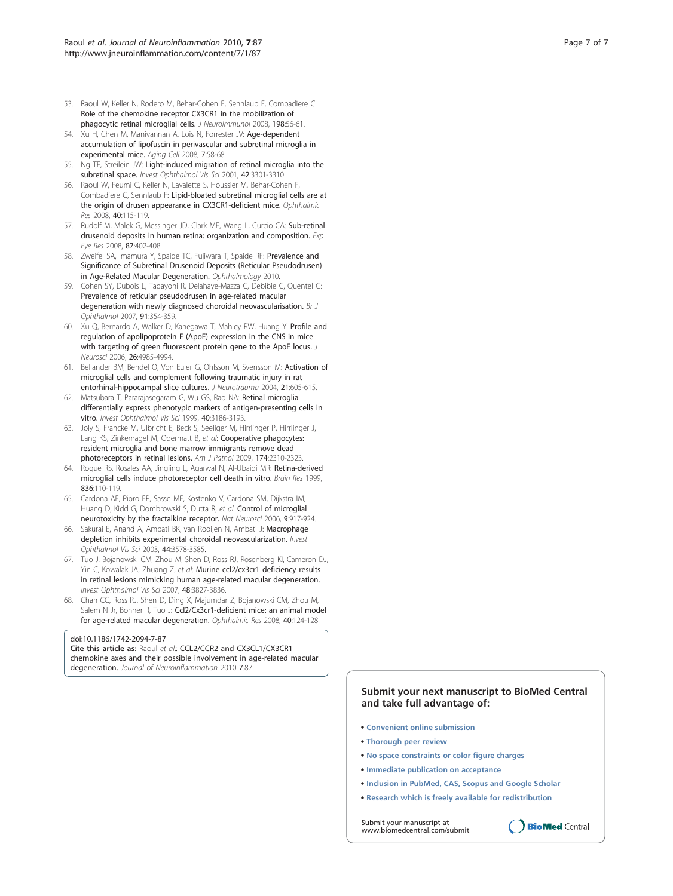53. Raoul W, Keller N, Rodero M, Behar-Cohen F, Sennlaub F, Combadiere C: **Role of the chemokine receptor CX3CR1 in the mobilization of phagocytic retinal microglial cells.** *J Neuroimmunol* 2008, **198**:56-61.
54. Xu H, Chen M, Manivannan A, Lois N, Forrester JV: **Age-dependent accumulation of lipofuscin in perivascular and subretinal microglia in experimental mice.** *Aging Cell* 2008, **7**:58-68.
55. Ng TF, Streilein JW: **Light-induced migration of retinal microglia into the subretinal space.** *Invest Ophthalmol Vis Sci* 2001, **42**:3301-3310.
56. Raoul W, Feumi C, Keller N, Lavalette S, Houssier M, Behar-Cohen F, Combadiere C, Sennlaub F: **Lipid-bloated subretinal microglial cells are at the origin of drusen appearance in CX3CR1-deficient mice.** *Ophthalmic Res* 2008, **40**:115-119.
57. Rudolf M, Malek G, Messinger JD, Clark ME, Wang L, Curcio CA: **Sub-retinal drusenoid deposits in human retina: organization and composition.** *Exp Eye Res* 2008, **87**:402-408.
58. Zweifel SA, Imamura Y, Spaide TC, Fujiwara T, Spaide RF: **Prevalence and Significance of Subretinal Drusenoid Deposits (Reticular Pseudodrusen) in Age-Related Macular Degeneration.** *Ophthalmology* 2010.
59. Cohen SY, Dubois L, Tadayoni R, Delahaye-Mazza C, Debibie C, Quentel G: **Prevalence of reticular pseudodrusen in age-related macular degeneration with newly diagnosed choroidal neovascularisation.** *Br J Ophthalmol* 2007, **91**:354-359.
60. Xu Q, Bernardo A, Walker D, Kanegawa T, Mahley RW, Huang Y: **Profile and regulation of apolipoprotein E (ApoE) expression in the CNS in mice with targeting of green fluorescent protein gene to the ApoE locus.** *J Neurosci* 2006, **26**:4985-4994.
61. Bellander BM, Bendel O, Von Euler G, Ohlsson M, Svensson M: **Activation of microglial cells and complement following traumatic injury in rat entorhinal-hippocampal slice cultures.** *J Neurotrauma* 2004, **21**:605-615.
62. Matsubara T, Pararajasegaram G, Wu GS, Rao NA: **Retinal microglia differentially express phenotypic markers of antigen-presenting cells in vitro.** *Invest Ophthalmol Vis Sci* 1999, **40**:3186-3193.
63. Joly S, Francke M, Ulbricht E, Beck S, Seeliger M, Hirrlinger P, Hirrlinger J, Lang KS, Zinkernagel M, Odermatt B, *et al*: **Cooperative phagocytes: resident microglia and bone marrow immigrants remove dead photoreceptors in retinal lesions.** *Am J Pathol* 2009, **174**:2310-2323.
64. Roque RS, Rosales AA, Jingjing L, Agarwal N, Al-Ubaidi MR: **Retina-derived microglial cells induce photoreceptor cell death in vitro.** *Brain Res* 1999, **836**:110-119.
65. Cardona AE, Pioro EP, Sasse ME, Kostenko V, Cardona SM, Dijkstra IM, Huang D, Kidd G, Dombrowski S, Dutta R, *et al*: **Control of microglial neurotoxicity by the fractalkine receptor.** *Nat Neurosci* 2006, **9**:917-924.
66. Sakurai E, Anand A, Ambati BK, van Rooijen N, Ambati J: **Macrophage depletion inhibits experimental choroidal neovascularization.** *Invest Ophthalmol Vis Sci* 2003, **44**:3578-3585.
67. Tuo J, Bojanowski CM, Zhou M, Shen D, Ross RJ, Rosenberg KI, Cameron DJ, Yin C, Kowalak JA, Zhuang Z, *et al*: **Murine ccl2/cx3cr1 deficiency results in retinal lesions mimicking human age-related macular degeneration.** *Invest Ophthalmol Vis Sci* 2007, **48**:3827-3836.
68. Chan CC, Ross RJ, Shen D, Ding X, Majumdar Z, Bojanowski CM, Zhou M, Salem N Jr, Bonner R, Tuo J: **Ccl2/Cx3cr1-deficient mice: an animal model for age-related macular degeneration.** *Ophthalmic Res* 2008, **40**:124-128.

doi:10.1186/1742-2094-7-87

**Cite this article as:** Raoul *et al.*: CCL2/CCR2 and CX3CL1/CX3CR1 chemokine axes and their possible involvement in age-related macular degeneration. *Journal of Neuroinflammation* 2010 **7**:87.

**Submit your next manuscript to BioMed Central and take full advantage of:**

- Convenient online submission
- Thorough peer review
- No space constraints or color figure charges
- Immediate publication on acceptance
- Inclusion in PubMed, CAS, Scopus and Google Scholar
- Research which is freely available for redistribution

Submit your manuscript at
www.biomedcentral.com/submit

BioMed Central